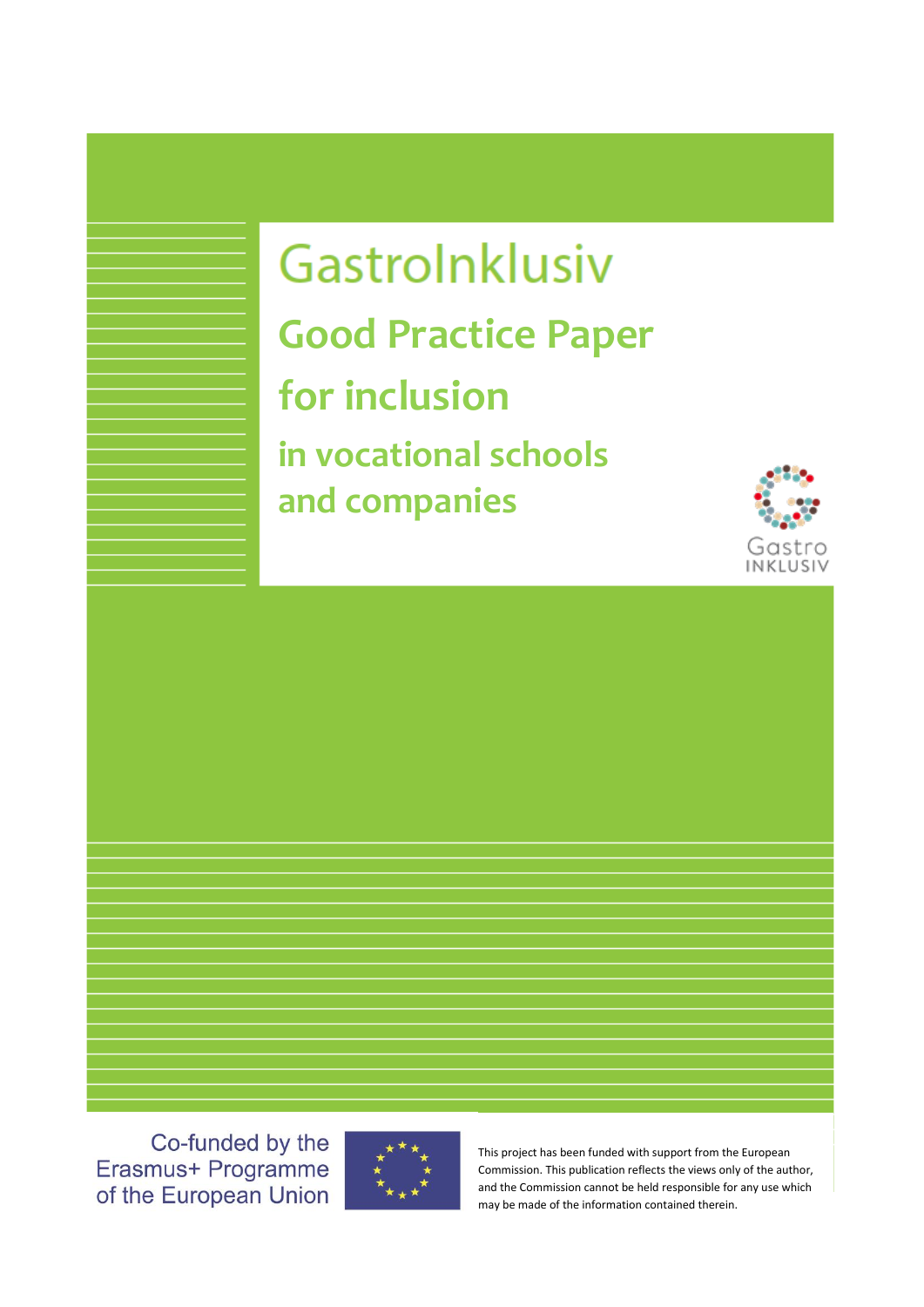# GastroInklusiv

## Good Practice Paper

## for inclusion

### in vocational schools and companies

Gastro INKLUSIV

Co-funded by the Erasmus+ Programme of the European Union

This project has been funded with support from the European Commission. This publication reflects the views only of the author, and the Commission cannot be held responsible for any use which may be made of the information contained therein.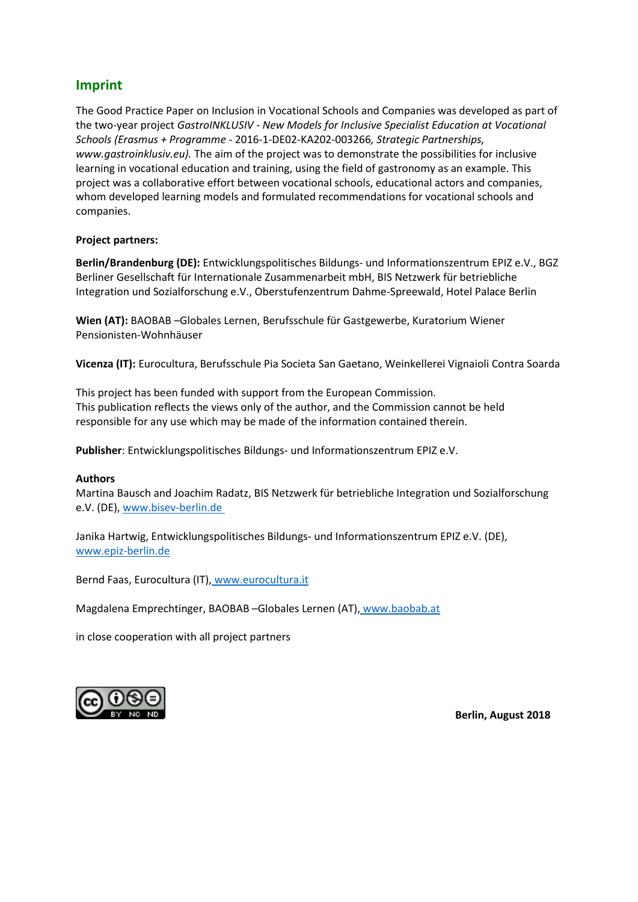## Imprint

The Good Practice Paper on Inclusion in Vocational Schools and Companies was developed as part of the two-year project *GastroINKLUSIV - New Models for Inclusive Specialist Education at Vocational Schools (Erasmus + Programme* - 2016-1-DE02-KA202-003266*, Strategic Partnerships, www.gastroinklusiv.eu).* The aim of the project was to demonstrate the possibilities for inclusive learning in vocational education and training, using the field of gastronomy as an example. This project was a collaborative effort between vocational schools, educational actors and companies, whom developed learning models and formulated recommendations for vocational schools and companies.

**Project partners:**

**Berlin/Brandenburg (DE):** Entwicklungspolitisches Bildungs- und Informationszentrum EPIZ e.V., BGZ Berliner Gesellschaft für Internationale Zusammenarbeit mbH, BIS Netzwerk für betriebliche Integration und Sozialforschung e.V., Oberstufenzentrum Dahme-Spreewald, Hotel Palace Berlin

**Wien (AT):** BAOBAB –Globales Lernen, Berufsschule für Gastgewerbe, Kuratorium Wiener Pensionisten-Wohnhäuser

**Vicenza (IT):** Eurocultura, Berufsschule Pia Societa San Gaetano, Weinkellerei Vignaioli Contra Soarda

This project has been funded with support from the European Commission.
This publication reflects the views only of the author, and the Commission cannot be held responsible for any use which may be made of the information contained therein.

**Publisher**: Entwicklungspolitisches Bildungs- und Informationszentrum EPIZ e.V.

**Authors**
Martina Bausch and Joachim Radatz, BIS Netzwerk für betriebliche Integration und Sozialforschung e.V. (DE), www.bisev-berlin.de

Janika Hartwig, Entwicklungspolitisches Bildungs- und Informationszentrum EPIZ e.V. (DE), www.epiz-berlin.de

Bernd Faas, Eurocultura (IT), www.eurocultura.it

Magdalena Emprechtinger, BAOBAB –Globales Lernen (AT), www.baobab.at

in close cooperation with all project partners

**Berlin, August 2018**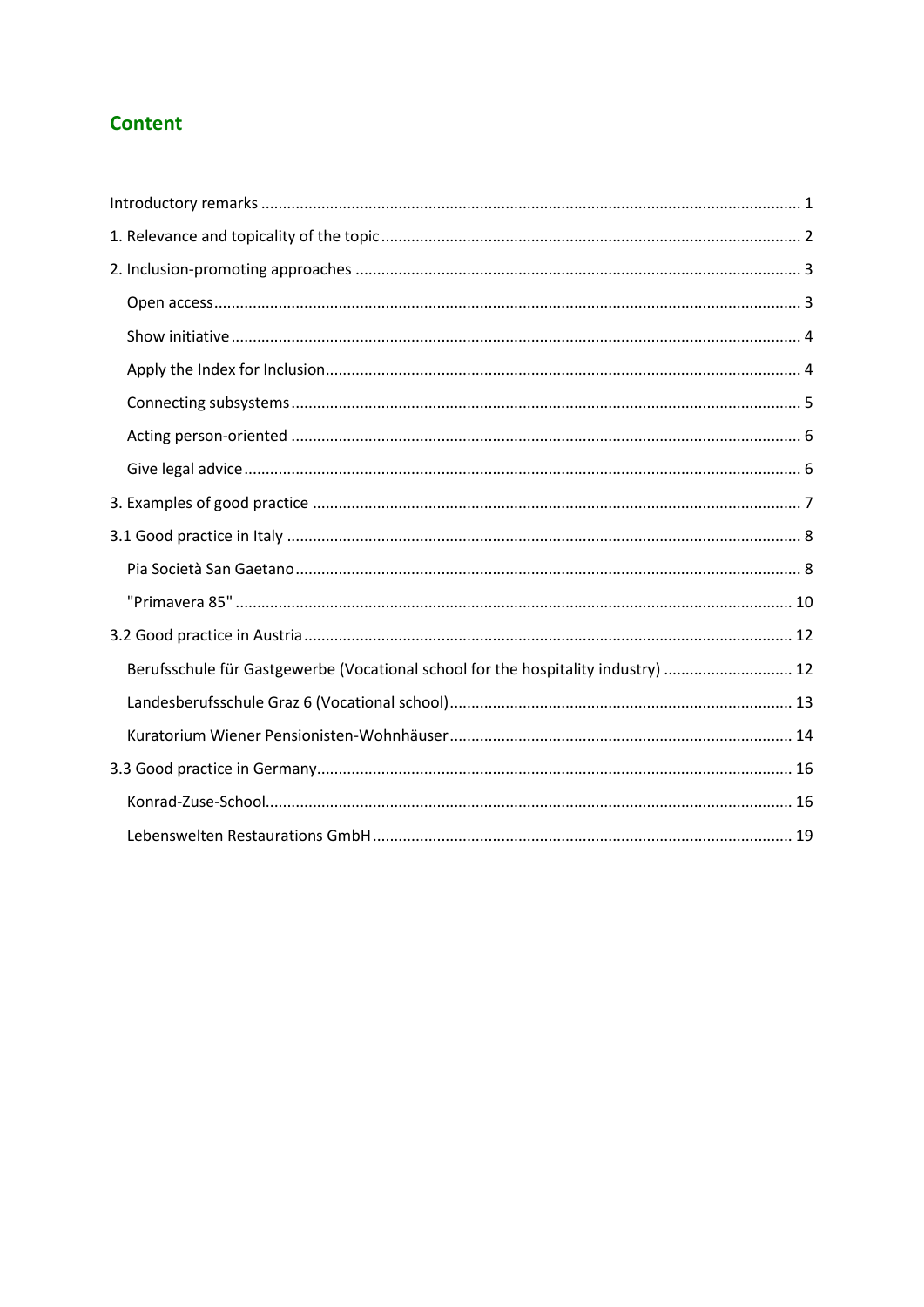## Content

Introductory remarks ............................................................................................................................ 1

1. Relevance and topicality of the topic ................................................................................................. 2

2. Inclusion-promoting approaches ...................................................................................................... 3

  Open access ....................................................................................................................................... 3

  Show initiative ................................................................................................................................... 4

  Apply the Index for Inclusion ............................................................................................................. 4

  Connecting subsystems ..................................................................................................................... 5

  Acting person-oriented ..................................................................................................................... 6

  Give legal advice ................................................................................................................................ 6

3. Examples of good practice ................................................................................................................ 7

3.1 Good practice in Italy ...................................................................................................................... 8

  Pia Società San Gaetano ..................................................................................................................... 8

  "Primavera 85" ................................................................................................................................. 10

3.2 Good practice in Austria ................................................................................................................ 12

  Berufsschule für Gastgewerbe (Vocational school for the hospitality industry) ............................. 12

  Landesberufsschule Graz 6 (Vocational school) ............................................................................... 13

  Kuratorium Wiener Pensionisten-Wohnhäuser ............................................................................... 14

3.3 Good practice in Germany ............................................................................................................. 16

  Konrad-Zuse-School .......................................................................................................................... 16

  Lebenswelten Restaurations GmbH ................................................................................................. 19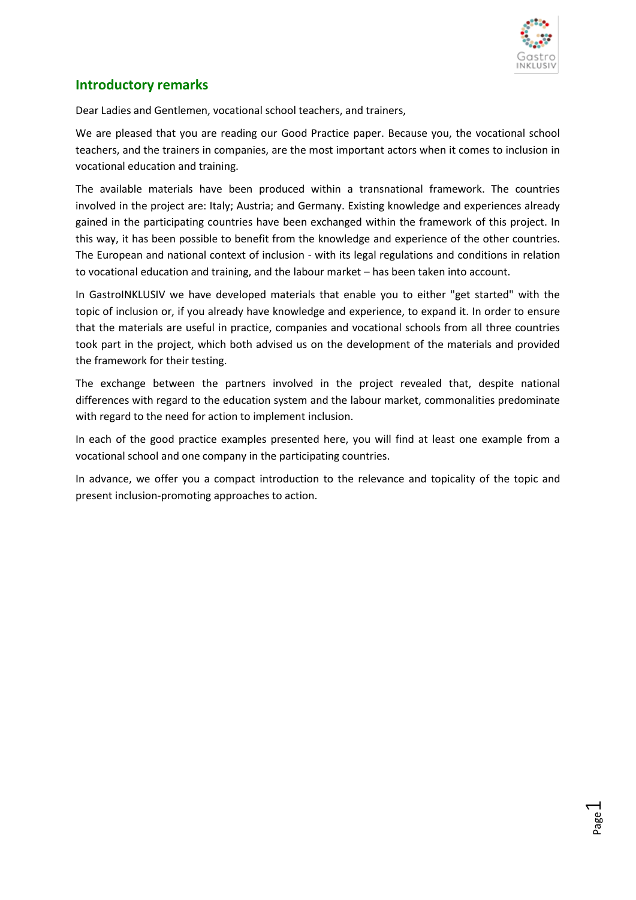## Introductory remarks

Dear Ladies and Gentlemen, vocational school teachers, and trainers,

We are pleased that you are reading our Good Practice paper. Because you, the vocational school teachers, and the trainers in companies, are the most important actors when it comes to inclusion in vocational education and training.

The available materials have been produced within a transnational framework. The countries involved in the project are: Italy; Austria; and Germany. Existing knowledge and experiences already gained in the participating countries have been exchanged within the framework of this project. In this way, it has been possible to benefit from the knowledge and experience of the other countries. The European and national context of inclusion - with its legal regulations and conditions in relation to vocational education and training, and the labour market – has been taken into account.

In GastroINKLUSIV we have developed materials that enable you to either "get started" with the topic of inclusion or, if you already have knowledge and experience, to expand it. In order to ensure that the materials are useful in practice, companies and vocational schools from all three countries took part in the project, which both advised us on the development of the materials and provided the framework for their testing.

The exchange between the partners involved in the project revealed that, despite national differences with regard to the education system and the labour market, commonalities predominate with regard to the need for action to implement inclusion.

In each of the good practice examples presented here, you will find at least one example from a vocational school and one company in the participating countries.

In advance, we offer you a compact introduction to the relevance and topicality of the topic and present inclusion-promoting approaches to action.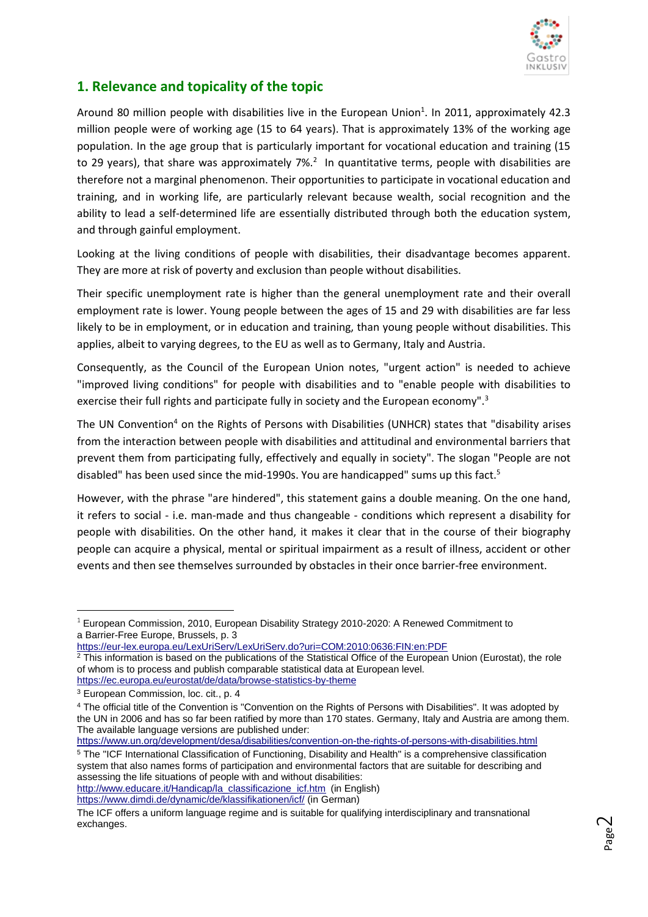## 1. Relevance and topicality of the topic

Around 80 million people with disabilities live in the European Union[1]. In 2011, approximately 42.3 million people were of working age (15 to 64 years). That is approximately 13% of the working age population. In the age group that is particularly important for vocational education and training (15 to 29 years), that share was approximately 7%.[2] In quantitative terms, people with disabilities are therefore not a marginal phenomenon. Their opportunities to participate in vocational education and training, and in working life, are particularly relevant because wealth, social recognition and the ability to lead a self-determined life are essentially distributed through both the education system, and through gainful employment.

Looking at the living conditions of people with disabilities, their disadvantage becomes apparent. They are more at risk of poverty and exclusion than people without disabilities.

Their specific unemployment rate is higher than the general unemployment rate and their overall employment rate is lower. Young people between the ages of 15 and 29 with disabilities are far less likely to be in employment, or in education and training, than young people without disabilities. This applies, albeit to varying degrees, to the EU as well as to Germany, Italy and Austria.

Consequently, as the Council of the European Union notes, "urgent action" is needed to achieve "improved living conditions" for people with disabilities and to "enable people with disabilities to exercise their full rights and participate fully in society and the European economy".[3]

The UN Convention[4] on the Rights of Persons with Disabilities (UNHCR) states that "disability arises from the interaction between people with disabilities and attitudinal and environmental barriers that prevent them from participating fully, effectively and equally in society". The slogan "People are not disabled" has been used since the mid-1990s. You are handicapped" sums up this fact.[5]

However, with the phrase "are hindered", this statement gains a double meaning. On the one hand, it refers to social - i.e. man-made and thus changeable - conditions which represent a disability for people with disabilities. On the other hand, it makes it clear that in the course of their biography people can acquire a physical, mental or spiritual impairment as a result of illness, accident or other events and then see themselves surrounded by obstacles in their once barrier-free environment.

---

[1] European Commission, 2010, European Disability Strategy 2010-2020: A Renewed Commitment to a Barrier-Free Europe, Brussels, p. 3
https://eur-lex.europa.eu/LexUriServ/LexUriServ.do?uri=COM:2010:0636:FIN:en:PDF

[2] This information is based on the publications of the Statistical Office of the European Union (Eurostat), the role of whom is to process and publish comparable statistical data at European level.
https://ec.europa.eu/eurostat/de/data/browse-statistics-by-theme

[3] European Commission, loc. cit., p. 4

[4] The official title of the Convention is "Convention on the Rights of Persons with Disabilities". It was adopted by the UN in 2006 and has so far been ratified by more than 170 states. Germany, Italy and Austria are among them. The available language versions are published under:
https://www.un.org/development/desa/disabilities/convention-on-the-rights-of-persons-with-disabilities.html

[5] The "ICF International Classification of Functioning, Disability and Health" is a comprehensive classification system that also names forms of participation and environmental factors that are suitable for describing and assessing the life situations of people with and without disabilities:
http://www.educare.it/Handicap/la_classificazione_icf.htm (in English)
https://www.dimdi.de/dynamic/de/klassifikationen/icf/ (in German)

The ICF offers a uniform language regime and is suitable for qualifying interdisciplinary and transnational exchanges.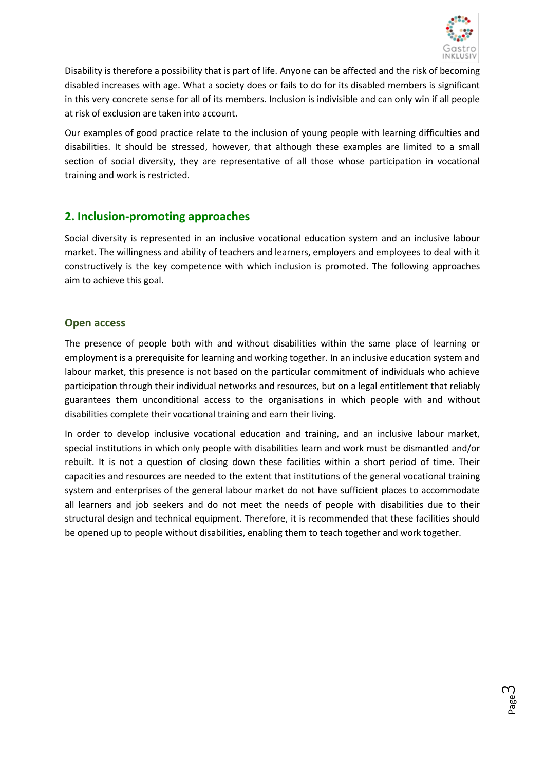Disability is therefore a possibility that is part of life. Anyone can be affected and the risk of becoming disabled increases with age. What a society does or fails to do for its disabled members is significant in this very concrete sense for all of its members. Inclusion is indivisible and can only win if all people at risk of exclusion are taken into account.

Our examples of good practice relate to the inclusion of young people with learning difficulties and disabilities. It should be stressed, however, that although these examples are limited to a small section of social diversity, they are representative of all those whose participation in vocational training and work is restricted.

## 2. Inclusion-promoting approaches

Social diversity is represented in an inclusive vocational education system and an inclusive labour market. The willingness and ability of teachers and learners, employers and employees to deal with it constructively is the key competence with which inclusion is promoted. The following approaches aim to achieve this goal.

### Open access

The presence of people both with and without disabilities within the same place of learning or employment is a prerequisite for learning and working together. In an inclusive education system and labour market, this presence is not based on the particular commitment of individuals who achieve participation through their individual networks and resources, but on a legal entitlement that reliably guarantees them unconditional access to the organisations in which people with and without disabilities complete their vocational training and earn their living.

In order to develop inclusive vocational education and training, and an inclusive labour market, special institutions in which only people with disabilities learn and work must be dismantled and/or rebuilt. It is not a question of closing down these facilities within a short period of time. Their capacities and resources are needed to the extent that institutions of the general vocational training system and enterprises of the general labour market do not have sufficient places to accommodate all learners and job seekers and do not meet the needs of people with disabilities due to their structural design and technical equipment. Therefore, it is recommended that these facilities should be opened up to people without disabilities, enabling them to teach together and work together.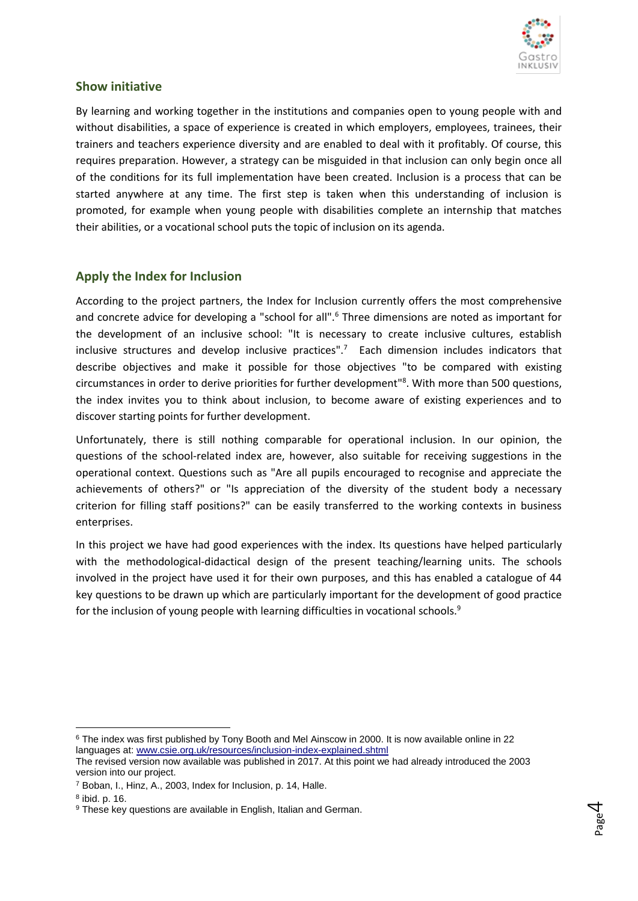## Show initiative

By learning and working together in the institutions and companies open to young people with and without disabilities, a space of experience is created in which employers, employees, trainees, their trainers and teachers experience diversity and are enabled to deal with it profitably. Of course, this requires preparation. However, a strategy can be misguided in that inclusion can only begin once all of the conditions for its full implementation have been created. Inclusion is a process that can be started anywhere at any time. The first step is taken when this understanding of inclusion is promoted, for example when young people with disabilities complete an internship that matches their abilities, or a vocational school puts the topic of inclusion on its agenda.

## Apply the Index for Inclusion

According to the project partners, the Index for Inclusion currently offers the most comprehensive and concrete advice for developing a "school for all".[6] Three dimensions are noted as important for the development of an inclusive school: "It is necessary to create inclusive cultures, establish inclusive structures and develop inclusive practices".[7] Each dimension includes indicators that describe objectives and make it possible for those objectives "to be compared with existing circumstances in order to derive priorities for further development"[8]. With more than 500 questions, the index invites you to think about inclusion, to become aware of existing experiences and to discover starting points for further development.

Unfortunately, there is still nothing comparable for operational inclusion. In our opinion, the questions of the school-related index are, however, also suitable for receiving suggestions in the operational context. Questions such as "Are all pupils encouraged to recognise and appreciate the achievements of others?" or "Is appreciation of the diversity of the student body a necessary criterion for filling staff positions?" can be easily transferred to the working contexts in business enterprises.

In this project we have had good experiences with the index. Its questions have helped particularly with the methodological-didactical design of the present teaching/learning units. The schools involved in the project have used it for their own purposes, and this has enabled a catalogue of 44 key questions to be drawn up which are particularly important for the development of good practice for the inclusion of young people with learning difficulties in vocational schools.[9]

---

[6] The index was first published by Tony Booth and Mel Ainscow in 2000. It is now available online in 22 languages at: www.csie.org.uk/resources/inclusion-index-explained.shtml
The revised version now available was published in 2017. At this point we had already introduced the 2003 version into our project.

[7] Boban, I., Hinz, A., 2003, Index for Inclusion, p. 14, Halle.

[8] ibid. p. 16.

[9] These key questions are available in English, Italian and German.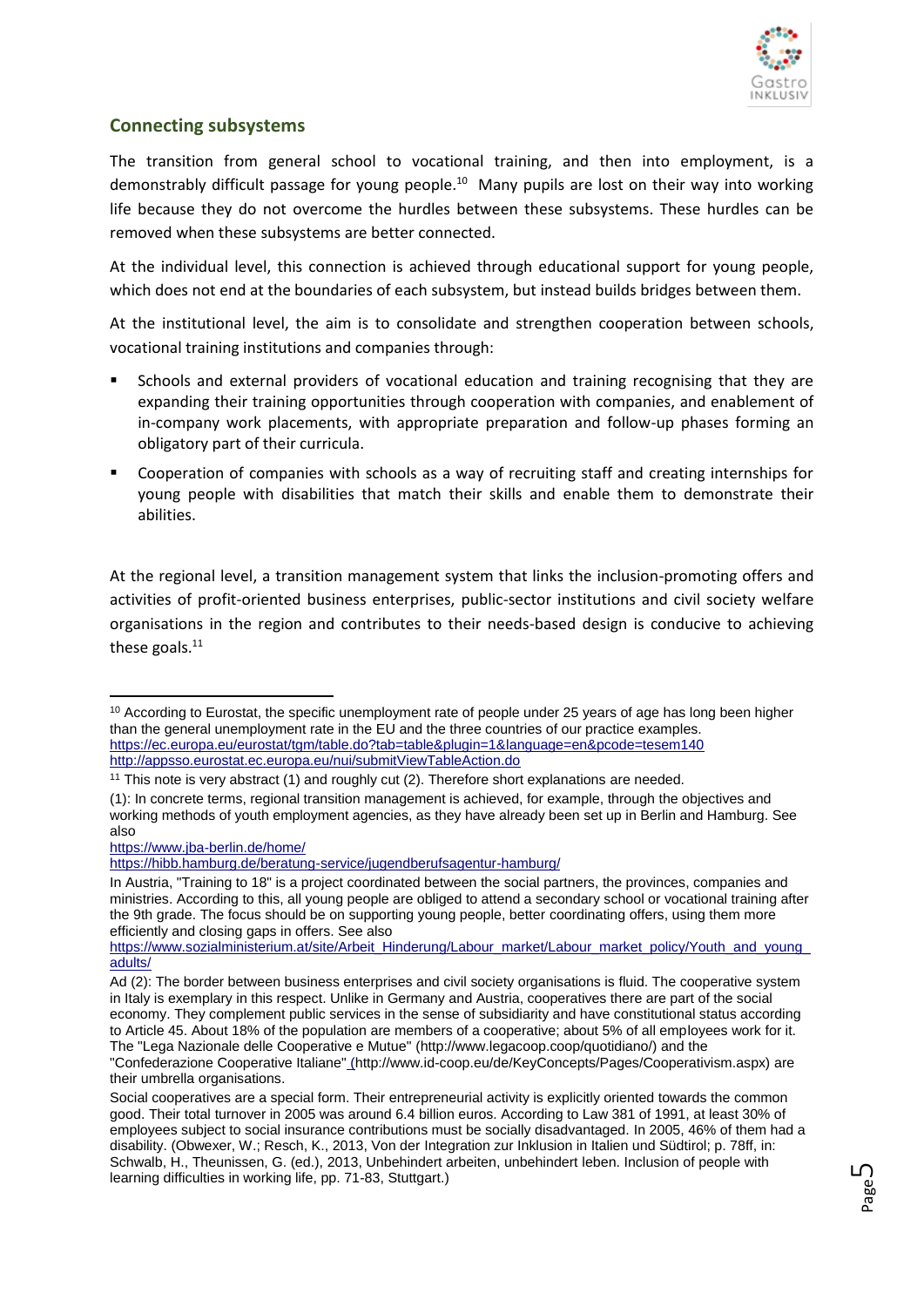## Connecting subsystems

The transition from general school to vocational training, and then into employment, is a demonstrably difficult passage for young people.[10] Many pupils are lost on their way into working life because they do not overcome the hurdles between these subsystems. These hurdles can be removed when these subsystems are better connected.

At the individual level, this connection is achieved through educational support for young people, which does not end at the boundaries of each subsystem, but instead builds bridges between them.

At the institutional level, the aim is to consolidate and strengthen cooperation between schools, vocational training institutions and companies through:

- Schools and external providers of vocational education and training recognising that they are expanding their training opportunities through cooperation with companies, and enablement of in-company work placements, with appropriate preparation and follow-up phases forming an obligatory part of their curricula.
- Cooperation of companies with schools as a way of recruiting staff and creating internships for young people with disabilities that match their skills and enable them to demonstrate their abilities.

At the regional level, a transition management system that links the inclusion-promoting offers and activities of profit-oriented business enterprises, public-sector institutions and civil society welfare organisations in the region and contributes to their needs-based design is conducive to achieving these goals.[11]

---

[10] According to Eurostat, the specific unemployment rate of people under 25 years of age has long been higher than the general unemployment rate in the EU and the three countries of our practice examples.
https://ec.europa.eu/eurostat/tgm/table.do?tab=table&plugin=1&language=en&pcode=tesem140
http://appsso.eurostat.ec.europa.eu/nui/submitViewTableAction.do

[11] This note is very abstract (1) and roughly cut (2). Therefore short explanations are needed.

(1): In concrete terms, regional transition management is achieved, for example, through the objectives and working methods of youth employment agencies, as they have already been set up in Berlin and Hamburg. See also
https://www.jba-berlin.de/home/
https://hibb.hamburg.de/beratung-service/jugendberufsagentur-hamburg/

In Austria, "Training to 18" is a project coordinated between the social partners, the provinces, companies and ministries. According to this, all young people are obliged to attend a secondary school or vocational training after the 9th grade. The focus should be on supporting young people, better coordinating offers, using them more efficiently and closing gaps in offers. See also
https://www.sozialministerium.at/site/Arbeit_Hinderung/Labour_market/Labour_market_policy/Youth_and_young_adults/

Ad (2): The border between business enterprises and civil society organisations is fluid. The cooperative system in Italy is exemplary in this respect. Unlike in Germany and Austria, cooperatives there are part of the social economy. They complement public services in the sense of subsidiarity and have constitutional status according to Article 45. About 18% of the population are members of a cooperative; about 5% of all employees work for it. The "Lega Nazionale delle Cooperative e Mutue" (http://www.legacoop.coop/quotidiano/) and the "Confederazione Cooperative Italiane" (http://www.id-coop.eu/de/KeyConcepts/Pages/Cooperativism.aspx) are their umbrella organisations.

Social cooperatives are a special form. Their entrepreneurial activity is explicitly oriented towards the common good. Their total turnover in 2005 was around 6.4 billion euros. According to Law 381 of 1991, at least 30% of employees subject to social insurance contributions must be socially disadvantaged. In 2005, 46% of them had a disability. (Obwexer, W.; Resch, K., 2013, Von der Integration zur Inklusion in Italien und Südtirol; p. 78ff, in: Schwalb, H., Theunissen, G. (ed.), 2013, Unbehindert arbeiten, unbehindert leben. Inclusion of people with learning difficulties in working life, pp. 71-83, Stuttgart.)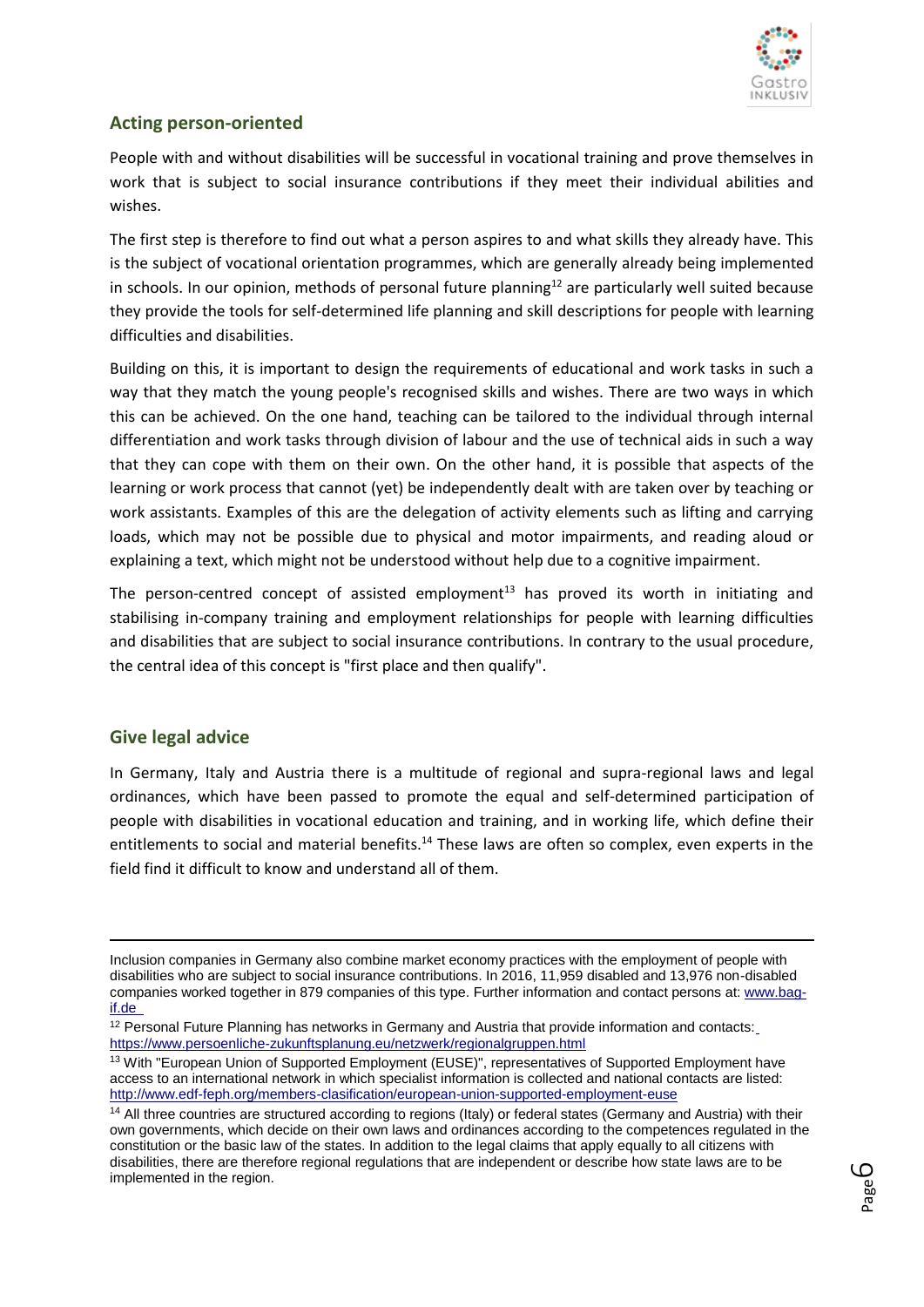## Acting person-oriented

People with and without disabilities will be successful in vocational training and prove themselves in work that is subject to social insurance contributions if they meet their individual abilities and wishes.

The first step is therefore to find out what a person aspires to and what skills they already have. This is the subject of vocational orientation programmes, which are generally already being implemented in schools. In our opinion, methods of personal future planning[12] are particularly well suited because they provide the tools for self-determined life planning and skill descriptions for people with learning difficulties and disabilities.

Building on this, it is important to design the requirements of educational and work tasks in such a way that they match the young people's recognised skills and wishes. There are two ways in which this can be achieved. On the one hand, teaching can be tailored to the individual through internal differentiation and work tasks through division of labour and the use of technical aids in such a way that they can cope with them on their own. On the other hand, it is possible that aspects of the learning or work process that cannot (yet) be independently dealt with are taken over by teaching or work assistants. Examples of this are the delegation of activity elements such as lifting and carrying loads, which may not be possible due to physical and motor impairments, and reading aloud or explaining a text, which might not be understood without help due to a cognitive impairment.

The person-centred concept of assisted employment[13] has proved its worth in initiating and stabilising in-company training and employment relationships for people with learning difficulties and disabilities that are subject to social insurance contributions. In contrary to the usual procedure, the central idea of this concept is "first place and then qualify".

## Give legal advice

In Germany, Italy and Austria there is a multitude of regional and supra-regional laws and legal ordinances, which have been passed to promote the equal and self-determined participation of people with disabilities in vocational education and training, and in working life, which define their entitlements to social and material benefits.[14] These laws are often so complex, even experts in the field find it difficult to know and understand all of them.

---

Inclusion companies in Germany also combine market economy practices with the employment of people with disabilities who are subject to social insurance contributions. In 2016, 11,959 disabled and 13,976 non-disabled companies worked together in 879 companies of this type. Further information and contact persons at: www.bag-if.de

[12] Personal Future Planning has networks in Germany and Austria that provide information and contacts: https://www.persoenliche-zukunftsplanung.eu/netzwerk/regionalgruppen.html

[13] With "European Union of Supported Employment (EUSE)", representatives of Supported Employment have access to an international network in which specialist information is collected and national contacts are listed: http://www.edf-feph.org/members-clasification/european-union-supported-employment-euse

[14] All three countries are structured according to regions (Italy) or federal states (Germany and Austria) with their own governments, which decide on their own laws and ordinances according to the competences regulated in the constitution or the basic law of the states. In addition to the legal claims that apply equally to all citizens with disabilities, there are therefore regional regulations that are independent or describe how state laws are to be implemented in the region.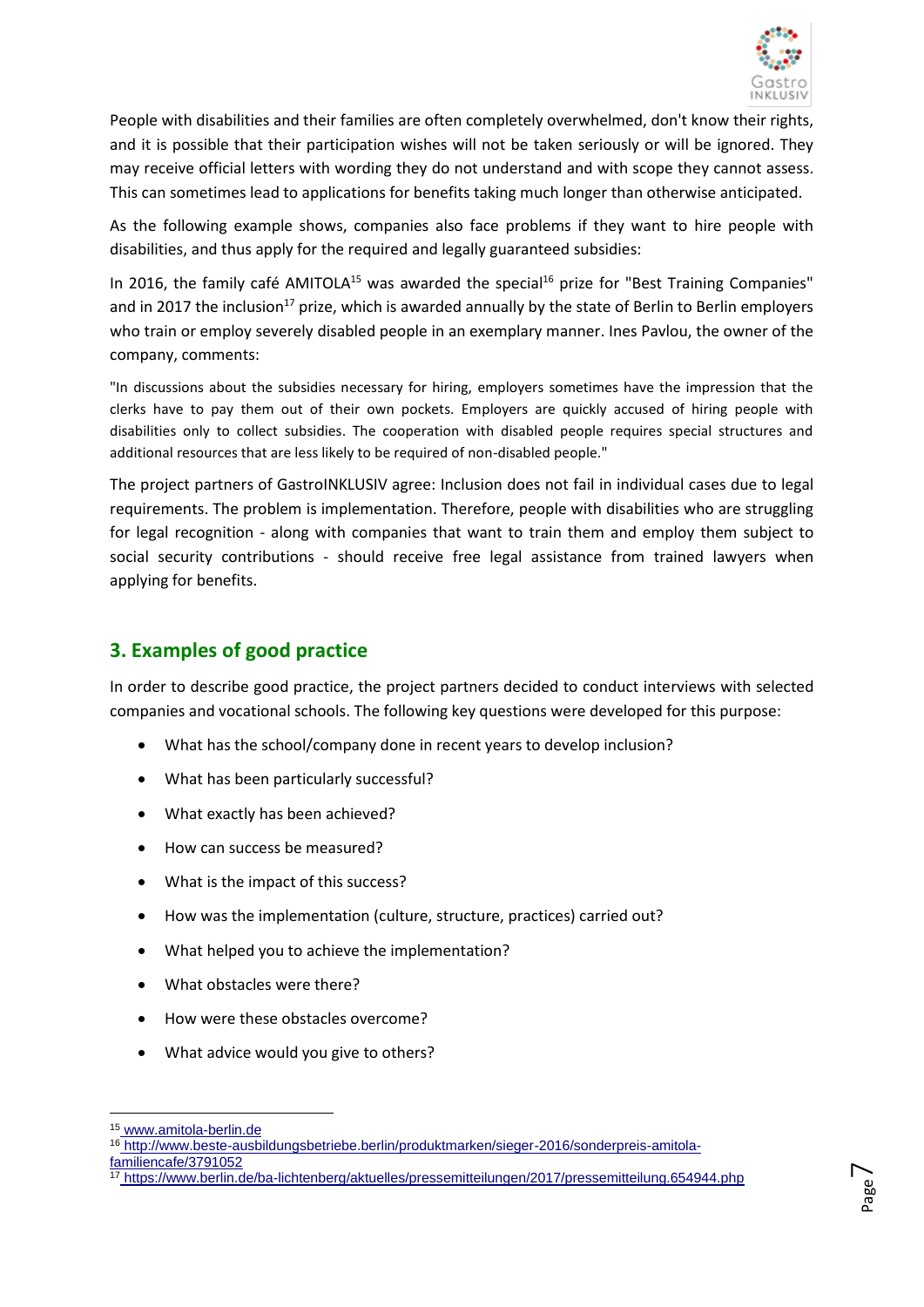People with disabilities and their families are often completely overwhelmed, don't know their rights, and it is possible that their participation wishes will not be taken seriously or will be ignored. They may receive official letters with wording they do not understand and with scope they cannot assess. This can sometimes lead to applications for benefits taking much longer than otherwise anticipated.

As the following example shows, companies also face problems if they want to hire people with disabilities, and thus apply for the required and legally guaranteed subsidies:

In 2016, the family café AMITOLA[15] was awarded the special[16] prize for "Best Training Companies" and in 2017 the inclusion[17] prize, which is awarded annually by the state of Berlin to Berlin employers who train or employ severely disabled people in an exemplary manner. Ines Pavlou, the owner of the company, comments:

"In discussions about the subsidies necessary for hiring, employers sometimes have the impression that the clerks have to pay them out of their own pockets. Employers are quickly accused of hiring people with disabilities only to collect subsidies. The cooperation with disabled people requires special structures and additional resources that are less likely to be required of non-disabled people."

The project partners of GastroINKLUSIV agree: Inclusion does not fail in individual cases due to legal requirements. The problem is implementation. Therefore, people with disabilities who are struggling for legal recognition - along with companies that want to train them and employ them subject to social security contributions - should receive free legal assistance from trained lawyers when applying for benefits.

## 3. Examples of good practice

In order to describe good practice, the project partners decided to conduct interviews with selected companies and vocational schools. The following key questions were developed for this purpose:

- What has the school/company done in recent years to develop inclusion?
- What has been particularly successful?
- What exactly has been achieved?
- How can success be measured?
- What is the impact of this success?
- How was the implementation (culture, structure, practices) carried out?
- What helped you to achieve the implementation?
- What obstacles were there?
- How were these obstacles overcome?
- What advice would you give to others?

---

[15] www.amitola-berlin.de

[16] http://www.beste-ausbildungsbetriebe.berlin/produktmarken/sieger-2016/sonderpreis-amitola-familiencafe/3791052

[17] https://www.berlin.de/ba-lichtenberg/aktuelles/pressemitteilungen/2017/pressemitteilung.654944.php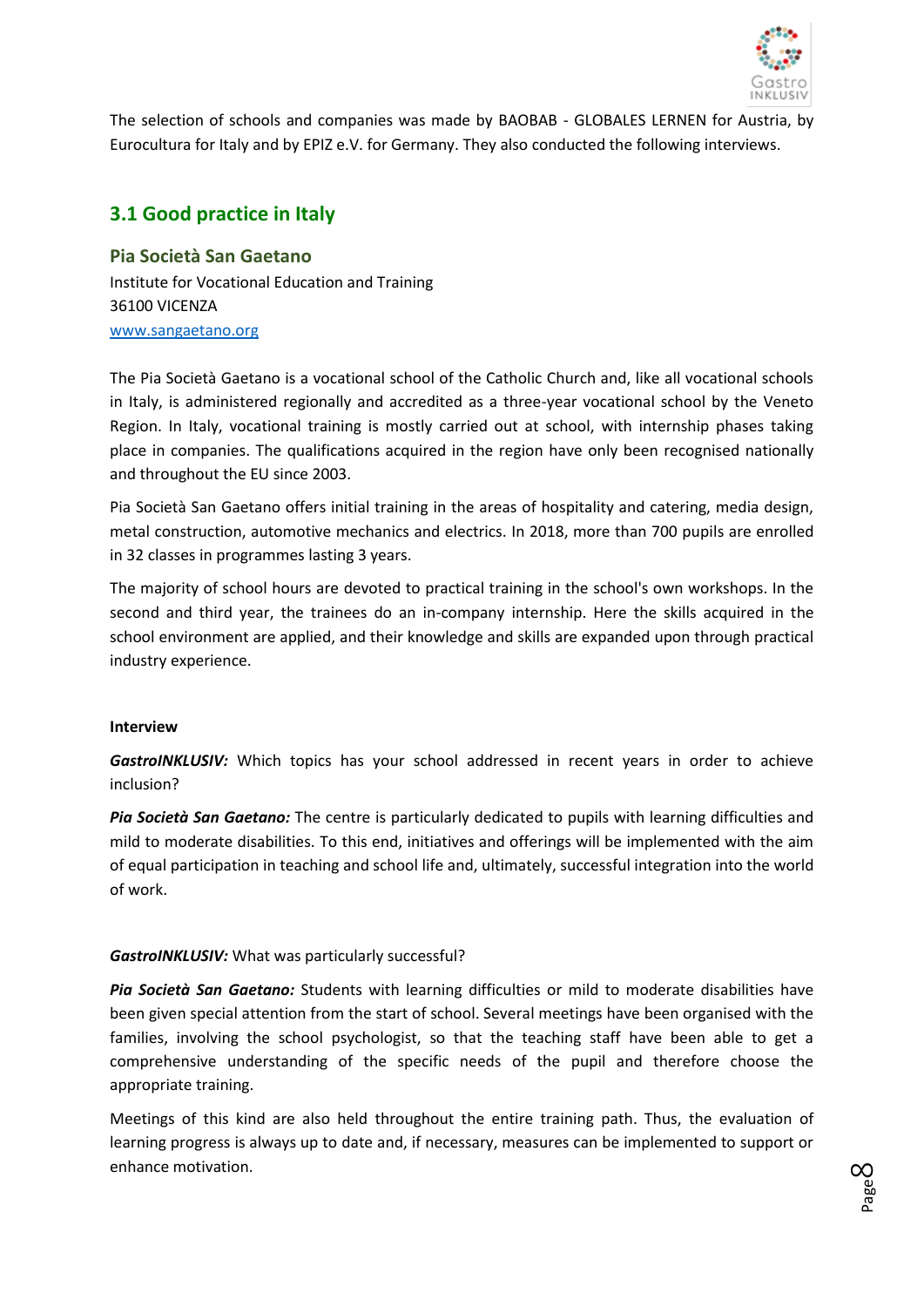The selection of schools and companies was made by BAOBAB - GLOBALES LERNEN for Austria, by Eurocultura for Italy and by EPIZ e.V. for Germany. They also conducted the following interviews.

## 3.1 Good practice in Italy

### Pia Società San Gaetano

Institute for Vocational Education and Training
36100 VICENZA
[www.sangaetano.org](http://www.sangaetano.org)

The Pia Società Gaetano is a vocational school of the Catholic Church and, like all vocational schools in Italy, is administered regionally and accredited as a three-year vocational school by the Veneto Region. In Italy, vocational training is mostly carried out at school, with internship phases taking place in companies. The qualifications acquired in the region have only been recognised nationally and throughout the EU since 2003.

Pia Società San Gaetano offers initial training in the areas of hospitality and catering, media design, metal construction, automotive mechanics and electrics. In 2018, more than 700 pupils are enrolled in 32 classes in programmes lasting 3 years.

The majority of school hours are devoted to practical training in the school's own workshops. In the second and third year, the trainees do an in-company internship. Here the skills acquired in the school environment are applied, and their knowledge and skills are expanded upon through practical industry experience.

**Interview**

***GastroINKLUSIV:*** Which topics has your school addressed in recent years in order to achieve inclusion?

***Pia Società San Gaetano:*** The centre is particularly dedicated to pupils with learning difficulties and mild to moderate disabilities. To this end, initiatives and offerings will be implemented with the aim of equal participation in teaching and school life and, ultimately, successful integration into the world of work.

***GastroINKLUSIV:*** What was particularly successful?

***Pia Società San Gaetano:*** Students with learning difficulties or mild to moderate disabilities have been given special attention from the start of school. Several meetings have been organised with the families, involving the school psychologist, so that the teaching staff have been able to get a comprehensive understanding of the specific needs of the pupil and therefore choose the appropriate training.

Meetings of this kind are also held throughout the entire training path. Thus, the evaluation of learning progress is always up to date and, if necessary, measures can be implemented to support or enhance motivation.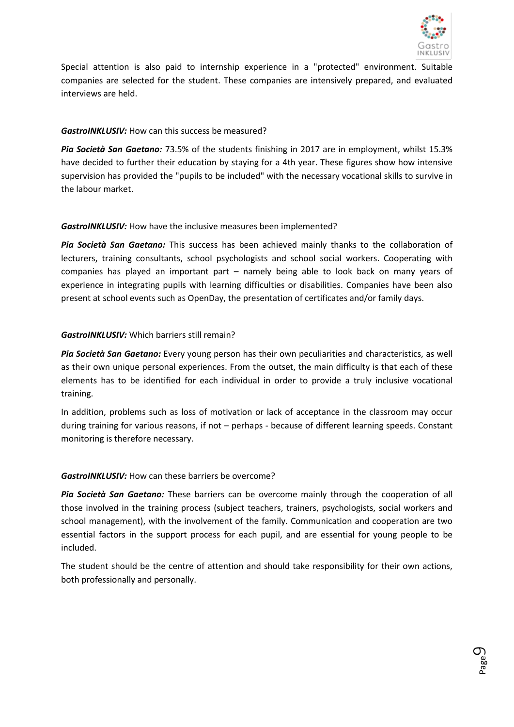Special attention is also paid to internship experience in a "protected" environment. Suitable companies are selected for the student. These companies are intensively prepared, and evaluated interviews are held.

***GastroINKLUSIV:*** How can this success be measured?

***Pia Società San Gaetano:*** 73.5% of the students finishing in 2017 are in employment, whilst 15.3% have decided to further their education by staying for a 4th year. These figures show how intensive supervision has provided the "pupils to be included" with the necessary vocational skills to survive in the labour market.

***GastroINKLUSIV:*** How have the inclusive measures been implemented?

***Pia Società San Gaetano:*** This success has been achieved mainly thanks to the collaboration of lecturers, training consultants, school psychologists and school social workers. Cooperating with companies has played an important part – namely being able to look back on many years of experience in integrating pupils with learning difficulties or disabilities. Companies have been also present at school events such as OpenDay, the presentation of certificates and/or family days.

***GastroINKLUSIV:*** Which barriers still remain?

***Pia Società San Gaetano:*** Every young person has their own peculiarities and characteristics, as well as their own unique personal experiences. From the outset, the main difficulty is that each of these elements has to be identified for each individual in order to provide a truly inclusive vocational training.

In addition, problems such as loss of motivation or lack of acceptance in the classroom may occur during training for various reasons, if not – perhaps - because of different learning speeds. Constant monitoring is therefore necessary.

***GastroINKLUSIV:*** How can these barriers be overcome?

***Pia Società San Gaetano:*** These barriers can be overcome mainly through the cooperation of all those involved in the training process (subject teachers, trainers, psychologists, social workers and school management), with the involvement of the family. Communication and cooperation are two essential factors in the support process for each pupil, and are essential for young people to be included.

The student should be the centre of attention and should take responsibility for their own actions, both professionally and personally.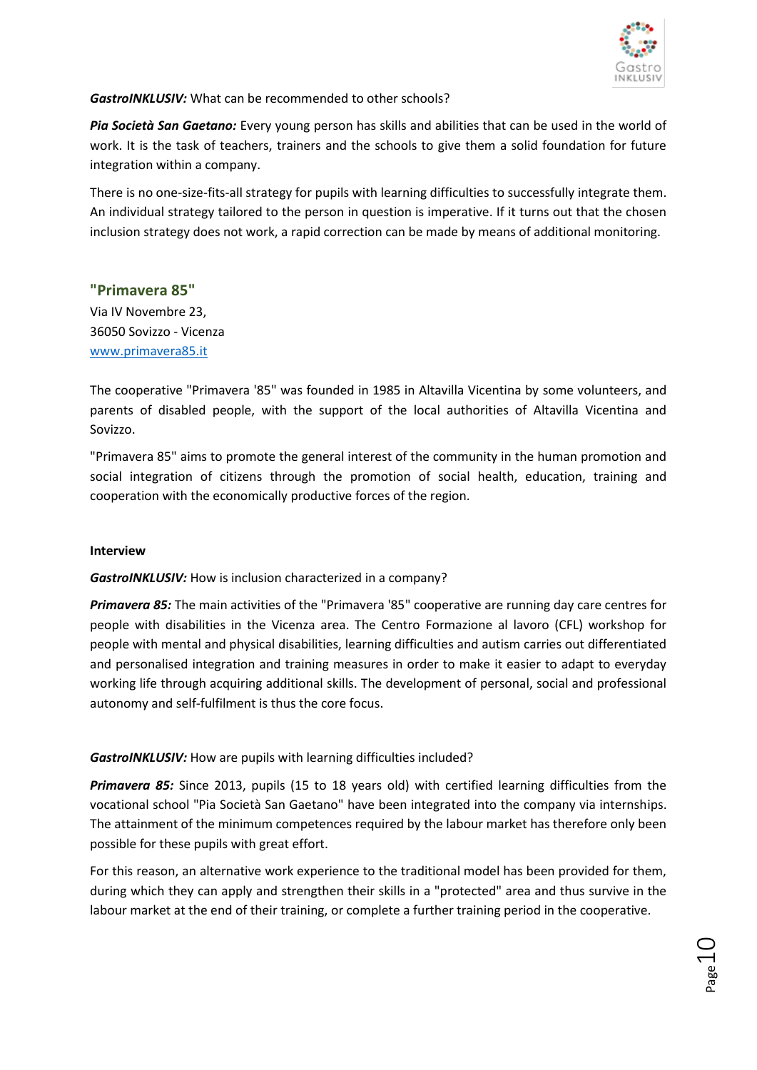***GastroINKLUSIV:*** What can be recommended to other schools?

***Pia Società San Gaetano:*** Every young person has skills and abilities that can be used in the world of work. It is the task of teachers, trainers and the schools to give them a solid foundation for future integration within a company.

There is no one-size-fits-all strategy for pupils with learning difficulties to successfully integrate them. An individual strategy tailored to the person in question is imperative. If it turns out that the chosen inclusion strategy does not work, a rapid correction can be made by means of additional monitoring.

## "Primavera 85"

Via IV Novembre 23,
36050 Sovizzo - Vicenza
[www.primavera85.it](http://www.primavera85.it)

The cooperative "Primavera '85" was founded in 1985 in Altavilla Vicentina by some volunteers, and parents of disabled people, with the support of the local authorities of Altavilla Vicentina and Sovizzo.

"Primavera 85" aims to promote the general interest of the community in the human promotion and social integration of citizens through the promotion of social health, education, training and cooperation with the economically productive forces of the region.

**Interview**

***GastroINKLUSIV:*** How is inclusion characterized in a company?

***Primavera 85:*** The main activities of the "Primavera '85" cooperative are running day care centres for people with disabilities in the Vicenza area. The Centro Formazione al lavoro (CFL) workshop for people with mental and physical disabilities, learning difficulties and autism carries out differentiated and personalised integration and training measures in order to make it easier to adapt to everyday working life through acquiring additional skills. The development of personal, social and professional autonomy and self-fulfilment is thus the core focus.

***GastroINKLUSIV:*** How are pupils with learning difficulties included?

***Primavera 85:*** Since 2013, pupils (15 to 18 years old) with certified learning difficulties from the vocational school "Pia Società San Gaetano" have been integrated into the company via internships. The attainment of the minimum competences required by the labour market has therefore only been possible for these pupils with great effort.

For this reason, an alternative work experience to the traditional model has been provided for them, during which they can apply and strengthen their skills in a "protected" area and thus survive in the labour market at the end of their training, or complete a further training period in the cooperative.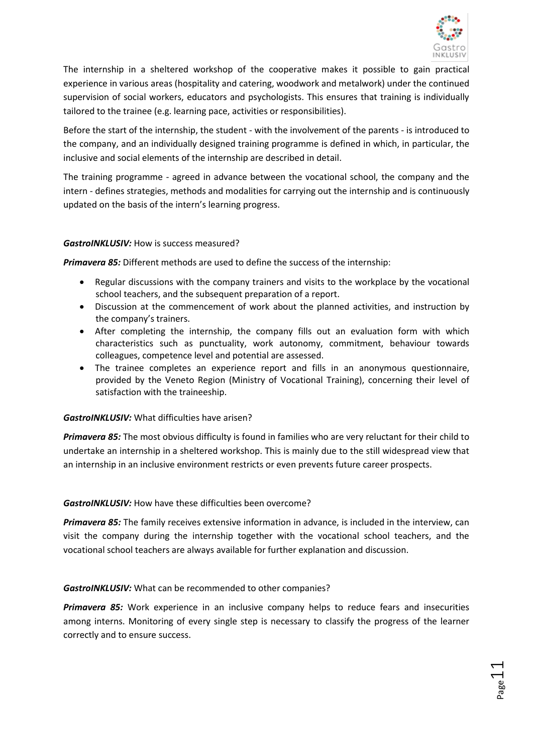The internship in a sheltered workshop of the cooperative makes it possible to gain practical experience in various areas (hospitality and catering, woodwork and metalwork) under the continued supervision of social workers, educators and psychologists. This ensures that training is individually tailored to the trainee (e.g. learning pace, activities or responsibilities).

Before the start of the internship, the student - with the involvement of the parents - is introduced to the company, and an individually designed training programme is defined in which, in particular, the inclusive and social elements of the internship are described in detail.

The training programme - agreed in advance between the vocational school, the company and the intern - defines strategies, methods and modalities for carrying out the internship and is continuously updated on the basis of the intern's learning progress.

***GastroINKLUSIV:*** How is success measured?

***Primavera 85:*** Different methods are used to define the success of the internship:

- Regular discussions with the company trainers and visits to the workplace by the vocational school teachers, and the subsequent preparation of a report.
- Discussion at the commencement of work about the planned activities, and instruction by the company's trainers.
- After completing the internship, the company fills out an evaluation form with which characteristics such as punctuality, work autonomy, commitment, behaviour towards colleagues, competence level and potential are assessed.
- The trainee completes an experience report and fills in an anonymous questionnaire, provided by the Veneto Region (Ministry of Vocational Training), concerning their level of satisfaction with the traineeship.

***GastroINKLUSIV:*** What difficulties have arisen?

***Primavera 85:*** The most obvious difficulty is found in families who are very reluctant for their child to undertake an internship in a sheltered workshop. This is mainly due to the still widespread view that an internship in an inclusive environment restricts or even prevents future career prospects.

***GastroINKLUSIV:*** How have these difficulties been overcome?

***Primavera 85:*** The family receives extensive information in advance, is included in the interview, can visit the company during the internship together with the vocational school teachers, and the vocational school teachers are always available for further explanation and discussion.

***GastroINKLUSIV:*** What can be recommended to other companies?

***Primavera 85:*** Work experience in an inclusive company helps to reduce fears and insecurities among interns. Monitoring of every single step is necessary to classify the progress of the learner correctly and to ensure success.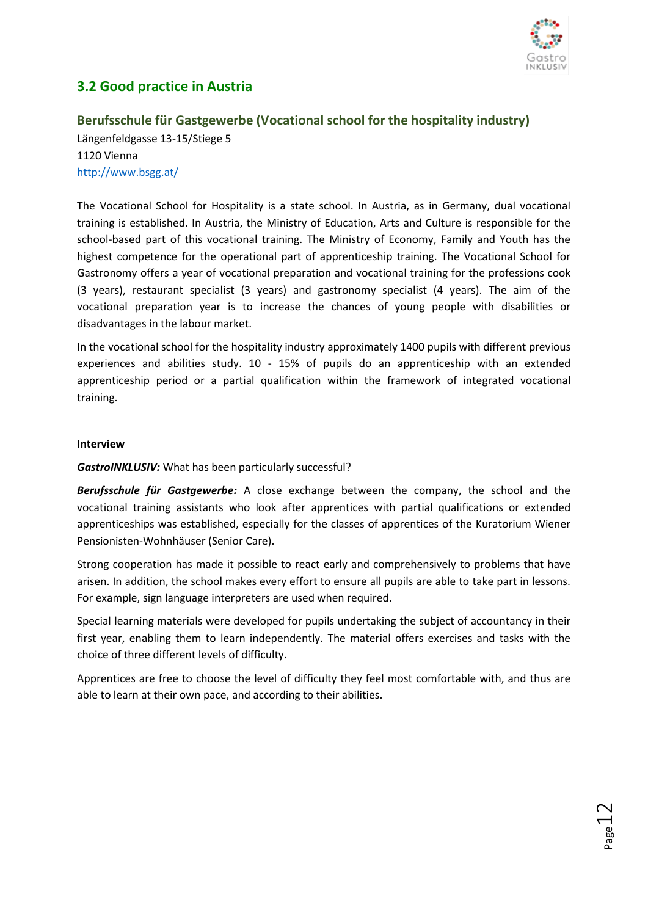## 3.2 Good practice in Austria

### Berufsschule für Gastgewerbe (Vocational school for the hospitality industry)

Längenfeldgasse 13-15/Stiege 5
1120 Vienna
http://www.bsgg.at/

The Vocational School for Hospitality is a state school. In Austria, as in Germany, dual vocational training is established. In Austria, the Ministry of Education, Arts and Culture is responsible for the school-based part of this vocational training. The Ministry of Economy, Family and Youth has the highest competence for the operational part of apprenticeship training. The Vocational School for Gastronomy offers a year of vocational preparation and vocational training for the professions cook (3 years), restaurant specialist (3 years) and gastronomy specialist (4 years). The aim of the vocational preparation year is to increase the chances of young people with disabilities or disadvantages in the labour market.

In the vocational school for the hospitality industry approximately 1400 pupils with different previous experiences and abilities study. 10 - 15% of pupils do an apprenticeship with an extended apprenticeship period or a partial qualification within the framework of integrated vocational training.

**Interview**

***GastroINKLUSIV:*** What has been particularly successful?

***Berufsschule für Gastgewerbe:*** A close exchange between the company, the school and the vocational training assistants who look after apprentices with partial qualifications or extended apprenticeships was established, especially for the classes of apprentices of the Kuratorium Wiener Pensionisten-Wohnhäuser (Senior Care).

Strong cooperation has made it possible to react early and comprehensively to problems that have arisen. In addition, the school makes every effort to ensure all pupils are able to take part in lessons. For example, sign language interpreters are used when required.

Special learning materials were developed for pupils undertaking the subject of accountancy in their first year, enabling them to learn independently. The material offers exercises and tasks with the choice of three different levels of difficulty.

Apprentices are free to choose the level of difficulty they feel most comfortable with, and thus are able to learn at their own pace, and according to their abilities.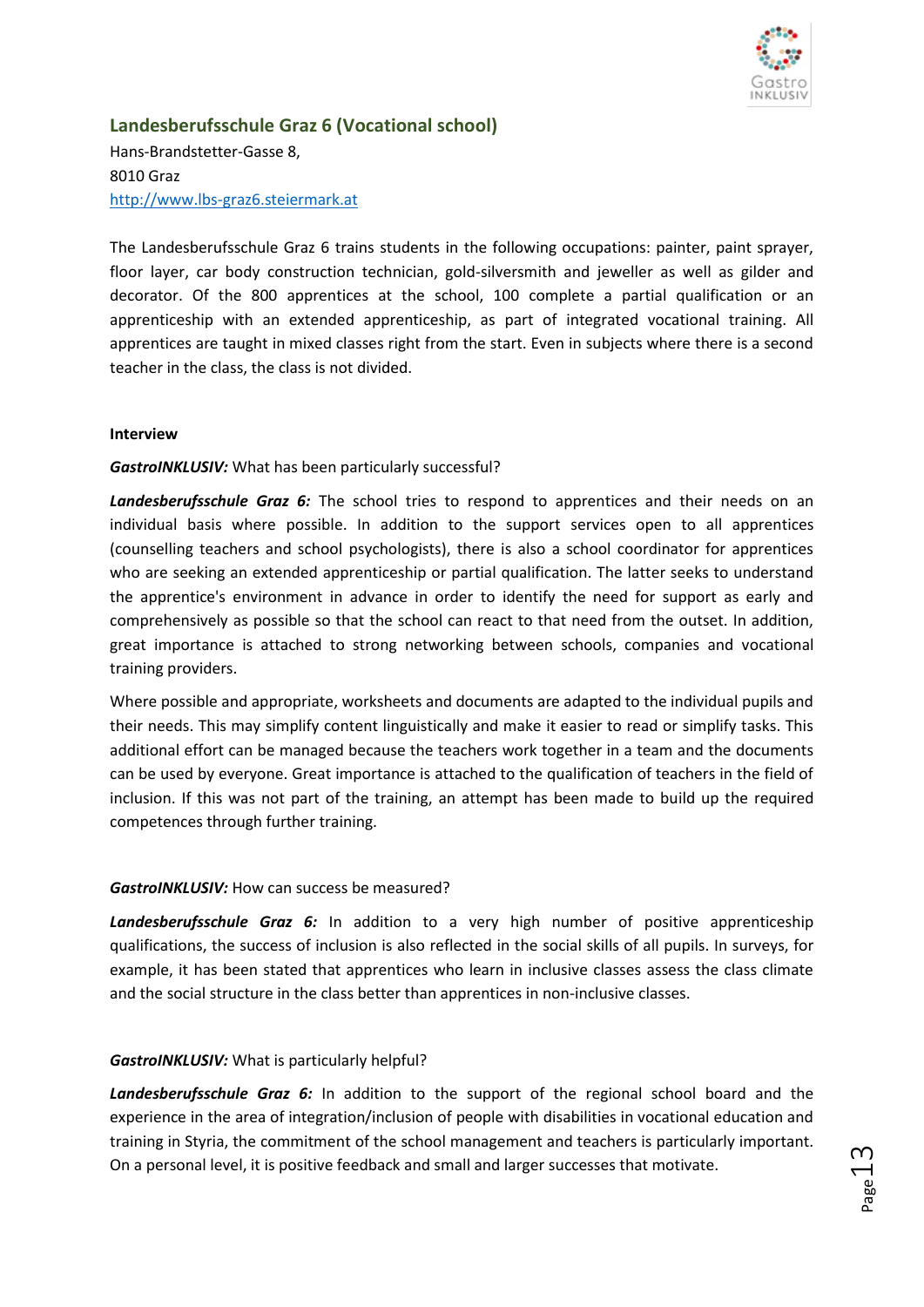## Landesberufsschule Graz 6 (Vocational school)

Hans-Brandstetter-Gasse 8,
8010 Graz
[http://www.lbs-graz6.steiermark.at](http://www.lbs-graz6.steiermark.at)

The Landesberufsschule Graz 6 trains students in the following occupations: painter, paint sprayer, floor layer, car body construction technician, gold-silversmith and jeweller as well as gilder and decorator. Of the 800 apprentices at the school, 100 complete a partial qualification or an apprenticeship with an extended apprenticeship, as part of integrated vocational training. All apprentices are taught in mixed classes right from the start. Even in subjects where there is a second teacher in the class, the class is not divided.

**Interview**

***GastroINKLUSIV:*** What has been particularly successful?

***Landesberufsschule Graz 6:*** The school tries to respond to apprentices and their needs on an individual basis where possible. In addition to the support services open to all apprentices (counselling teachers and school psychologists), there is also a school coordinator for apprentices who are seeking an extended apprenticeship or partial qualification. The latter seeks to understand the apprentice's environment in advance in order to identify the need for support as early and comprehensively as possible so that the school can react to that need from the outset. In addition, great importance is attached to strong networking between schools, companies and vocational training providers.

Where possible and appropriate, worksheets and documents are adapted to the individual pupils and their needs. This may simplify content linguistically and make it easier to read or simplify tasks. This additional effort can be managed because the teachers work together in a team and the documents can be used by everyone. Great importance is attached to the qualification of teachers in the field of inclusion. If this was not part of the training, an attempt has been made to build up the required competences through further training.

***GastroINKLUSIV:*** How can success be measured?

***Landesberufsschule Graz 6:*** In addition to a very high number of positive apprenticeship qualifications, the success of inclusion is also reflected in the social skills of all pupils. In surveys, for example, it has been stated that apprentices who learn in inclusive classes assess the class climate and the social structure in the class better than apprentices in non-inclusive classes.

***GastroINKLUSIV:*** What is particularly helpful?

***Landesberufsschule Graz 6:*** In addition to the support of the regional school board and the experience in the area of integration/inclusion of people with disabilities in vocational education and training in Styria, the commitment of the school management and teachers is particularly important. On a personal level, it is positive feedback and small and larger successes that motivate.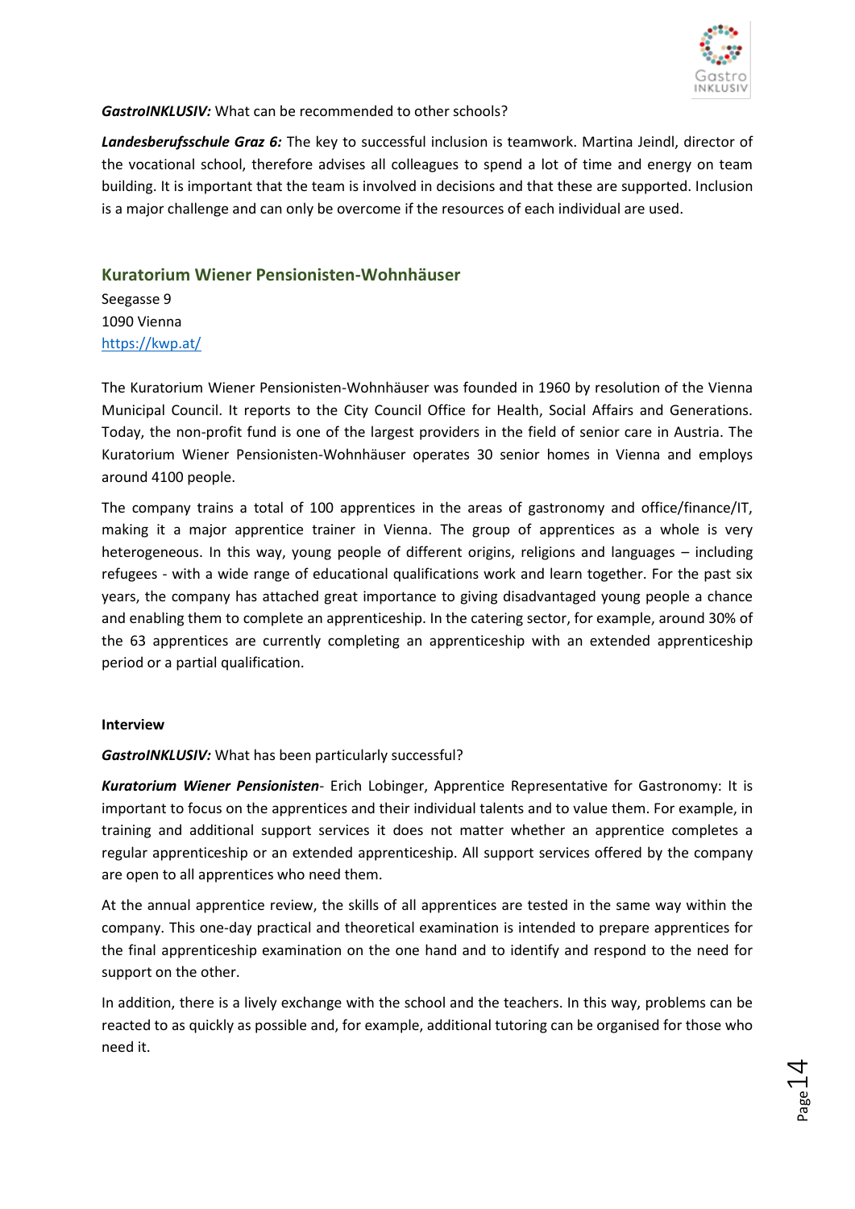***GastroINKLUSIV:*** What can be recommended to other schools?

***Landesberufsschule Graz 6:*** The key to successful inclusion is teamwork. Martina Jeindl, director of the vocational school, therefore advises all colleagues to spend a lot of time and energy on team building. It is important that the team is involved in decisions and that these are supported. Inclusion is a major challenge and can only be overcome if the resources of each individual are used.

## Kuratorium Wiener Pensionisten-Wohnhäuser

Seegasse 9
1090 Vienna
https://kwp.at/

The Kuratorium Wiener Pensionisten-Wohnhäuser was founded in 1960 by resolution of the Vienna Municipal Council. It reports to the City Council Office for Health, Social Affairs and Generations. Today, the non-profit fund is one of the largest providers in the field of senior care in Austria. The Kuratorium Wiener Pensionisten-Wohnhäuser operates 30 senior homes in Vienna and employs around 4100 people.

The company trains a total of 100 apprentices in the areas of gastronomy and office/finance/IT, making it a major apprentice trainer in Vienna. The group of apprentices as a whole is very heterogeneous. In this way, young people of different origins, religions and languages – including refugees - with a wide range of educational qualifications work and learn together. For the past six years, the company has attached great importance to giving disadvantaged young people a chance and enabling them to complete an apprenticeship. In the catering sector, for example, around 30% of the 63 apprentices are currently completing an apprenticeship with an extended apprenticeship period or a partial qualification.

**Interview**

***GastroINKLUSIV:*** What has been particularly successful?

***Kuratorium Wiener Pensionisten***- Erich Lobinger, Apprentice Representative for Gastronomy: It is important to focus on the apprentices and their individual talents and to value them. For example, in training and additional support services it does not matter whether an apprentice completes a regular apprenticeship or an extended apprenticeship. All support services offered by the company are open to all apprentices who need them.

At the annual apprentice review, the skills of all apprentices are tested in the same way within the company. This one-day practical and theoretical examination is intended to prepare apprentices for the final apprenticeship examination on the one hand and to identify and respond to the need for support on the other.

In addition, there is a lively exchange with the school and the teachers. In this way, problems can be reacted to as quickly as possible and, for example, additional tutoring can be organised for those who need it.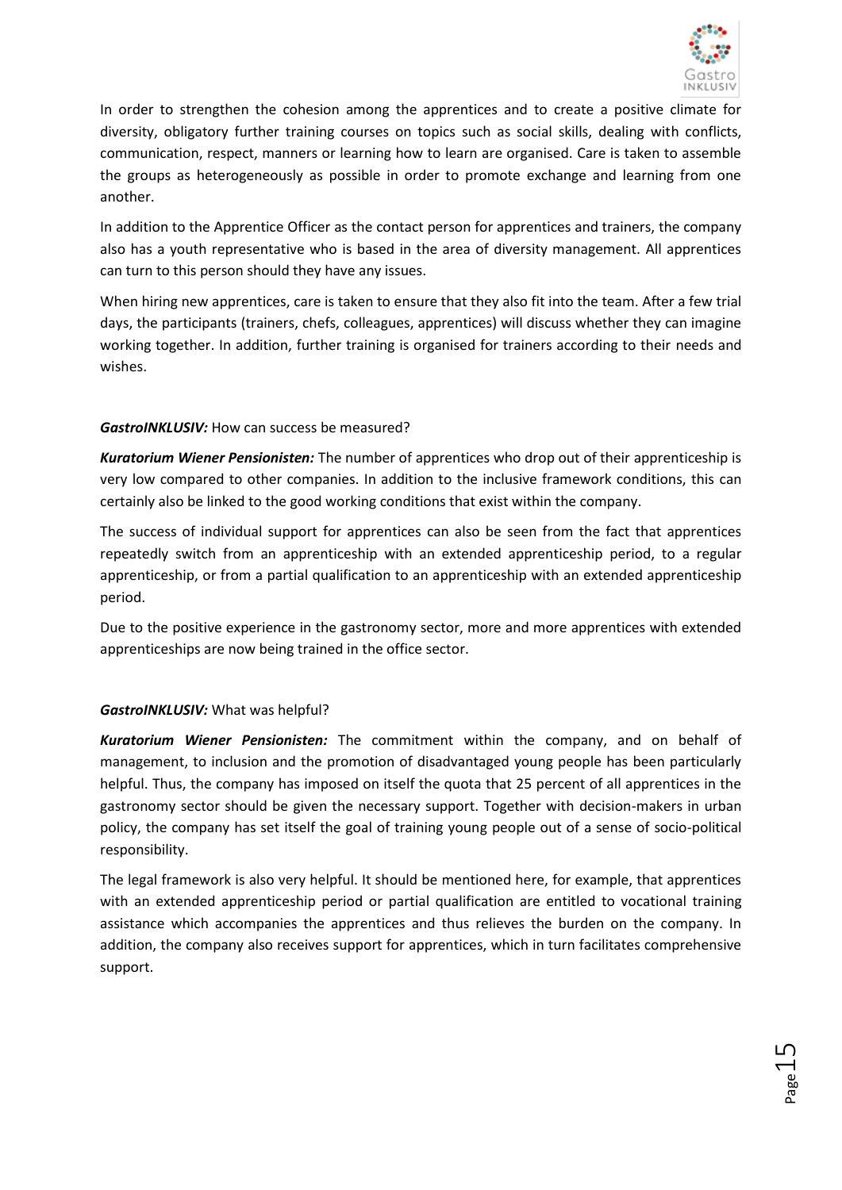In order to strengthen the cohesion among the apprentices and to create a positive climate for diversity, obligatory further training courses on topics such as social skills, dealing with conflicts, communication, respect, manners or learning how to learn are organised. Care is taken to assemble the groups as heterogeneously as possible in order to promote exchange and learning from one another.

In addition to the Apprentice Officer as the contact person for apprentices and trainers, the company also has a youth representative who is based in the area of diversity management. All apprentices can turn to this person should they have any issues.

When hiring new apprentices, care is taken to ensure that they also fit into the team. After a few trial days, the participants (trainers, chefs, colleagues, apprentices) will discuss whether they can imagine working together. In addition, further training is organised for trainers according to their needs and wishes.

***GastroINKLUSIV:*** How can success be measured?

***Kuratorium Wiener Pensionisten:*** The number of apprentices who drop out of their apprenticeship is very low compared to other companies. In addition to the inclusive framework conditions, this can certainly also be linked to the good working conditions that exist within the company.

The success of individual support for apprentices can also be seen from the fact that apprentices repeatedly switch from an apprenticeship with an extended apprenticeship period, to a regular apprenticeship, or from a partial qualification to an apprenticeship with an extended apprenticeship period.

Due to the positive experience in the gastronomy sector, more and more apprentices with extended apprenticeships are now being trained in the office sector.

***GastroINKLUSIV:*** What was helpful?

***Kuratorium Wiener Pensionisten:*** The commitment within the company, and on behalf of management, to inclusion and the promotion of disadvantaged young people has been particularly helpful. Thus, the company has imposed on itself the quota that 25 percent of all apprentices in the gastronomy sector should be given the necessary support. Together with decision-makers in urban policy, the company has set itself the goal of training young people out of a sense of socio-political responsibility.

The legal framework is also very helpful. It should be mentioned here, for example, that apprentices with an extended apprenticeship period or partial qualification are entitled to vocational training assistance which accompanies the apprentices and thus relieves the burden on the company. In addition, the company also receives support for apprentices, which in turn facilitates comprehensive support.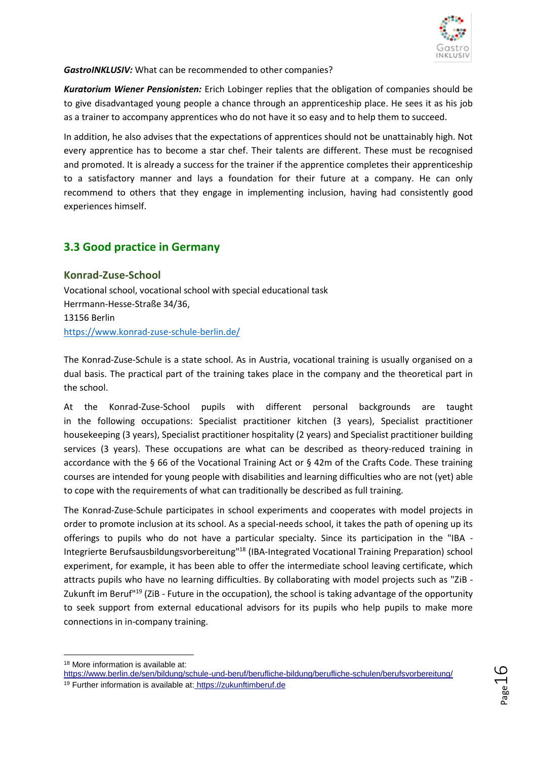***GastroINKLUSIV:*** What can be recommended to other companies?

***Kuratorium Wiener Pensionisten:*** Erich Lobinger replies that the obligation of companies should be to give disadvantaged young people a chance through an apprenticeship place. He sees it as his job as a trainer to accompany apprentices who do not have it so easy and to help them to succeed.

In addition, he also advises that the expectations of apprentices should not be unattainably high. Not every apprentice has to become a star chef. Their talents are different. These must be recognised and promoted. It is already a success for the trainer if the apprentice completes their apprenticeship to a satisfactory manner and lays a foundation for their future at a company. He can only recommend to others that they engage in implementing inclusion, having had consistently good experiences himself.

## 3.3 Good practice in Germany

### Konrad-Zuse-School

Vocational school, vocational school with special educational task
Herrmann-Hesse-Straße 34/36,
13156 Berlin
https://www.konrad-zuse-schule-berlin.de/

The Konrad-Zuse-Schule is a state school. As in Austria, vocational training is usually organised on a dual basis. The practical part of the training takes place in the company and the theoretical part in the school.

At the Konrad-Zuse-School pupils with different personal backgrounds are taught in the following occupations: Specialist practitioner kitchen (3 years), Specialist practitioner housekeeping (3 years), Specialist practitioner hospitality (2 years) and Specialist practitioner building services (3 years). These occupations are what can be described as theory-reduced training in accordance with the § 66 of the Vocational Training Act or § 42m of the Crafts Code. These training courses are intended for young people with disabilities and learning difficulties who are not (yet) able to cope with the requirements of what can traditionally be described as full training.

The Konrad-Zuse-Schule participates in school experiments and cooperates with model projects in order to promote inclusion at its school. As a special-needs school, it takes the path of opening up its offerings to pupils who do not have a particular specialty. Since its participation in the "IBA - Integrierte Berufsausbildungsvorbereitung"[18] (IBA-Integrated Vocational Training Preparation) school experiment, for example, it has been able to offer the intermediate school leaving certificate, which attracts pupils who have no learning difficulties. By collaborating with model projects such as "ZiB - Zukunft im Beruf"[19] (ZiB - Future in the occupation), the school is taking advantage of the opportunity to seek support from external educational advisors for its pupils who help pupils to make more connections in in-company training.

---

[18] More information is available at: https://www.berlin.de/sen/bildung/schule-und-beruf/berufliche-bildung/berufliche-schulen/berufsvorbereitung/

[19] Further information is available at: https://zukunftimberuf.de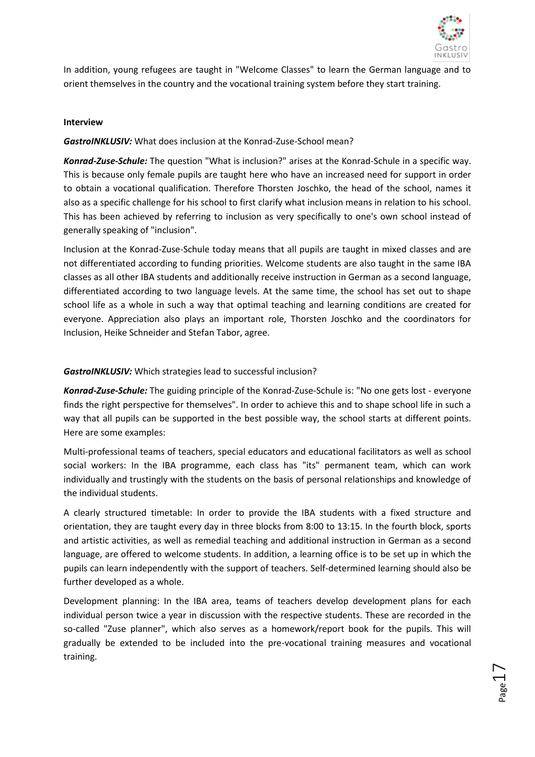In addition, young refugees are taught in "Welcome Classes" to learn the German language and to orient themselves in the country and the vocational training system before they start training.

**Interview**

***GastroINKLUSIV:*** What does inclusion at the Konrad-Zuse-School mean?

***Konrad-Zuse-Schule:*** The question "What is inclusion?" arises at the Konrad-Schule in a specific way. This is because only female pupils are taught here who have an increased need for support in order to obtain a vocational qualification. Therefore Thorsten Joschko, the head of the school, names it also as a specific challenge for his school to first clarify what inclusion means in relation to his school. This has been achieved by referring to inclusion as very specifically to one's own school instead of generally speaking of "inclusion".

Inclusion at the Konrad-Zuse-Schule today means that all pupils are taught in mixed classes and are not differentiated according to funding priorities. Welcome students are also taught in the same IBA classes as all other IBA students and additionally receive instruction in German as a second language, differentiated according to two language levels. At the same time, the school has set out to shape school life as a whole in such a way that optimal teaching and learning conditions are created for everyone. Appreciation also plays an important role, Thorsten Joschko and the coordinators for Inclusion, Heike Schneider and Stefan Tabor, agree.

***GastroINKLUSIV:*** Which strategies lead to successful inclusion?

***Konrad-Zuse-Schule:*** The guiding principle of the Konrad-Zuse-Schule is: "No one gets lost - everyone finds the right perspective for themselves". In order to achieve this and to shape school life in such a way that all pupils can be supported in the best possible way, the school starts at different points. Here are some examples:

Multi-professional teams of teachers, special educators and educational facilitators as well as school social workers: In the IBA programme, each class has "its" permanent team, which can work individually and trustingly with the students on the basis of personal relationships and knowledge of the individual students.

A clearly structured timetable: In order to provide the IBA students with a fixed structure and orientation, they are taught every day in three blocks from 8:00 to 13:15. In the fourth block, sports and artistic activities, as well as remedial teaching and additional instruction in German as a second language, are offered to welcome students. In addition, a learning office is to be set up in which the pupils can learn independently with the support of teachers. Self-determined learning should also be further developed as a whole.

Development planning: In the IBA area, teams of teachers develop development plans for each individual person twice a year in discussion with the respective students. These are recorded in the so-called "Zuse planner", which also serves as a homework/report book for the pupils. This will gradually be extended to be included into the pre-vocational training measures and vocational training.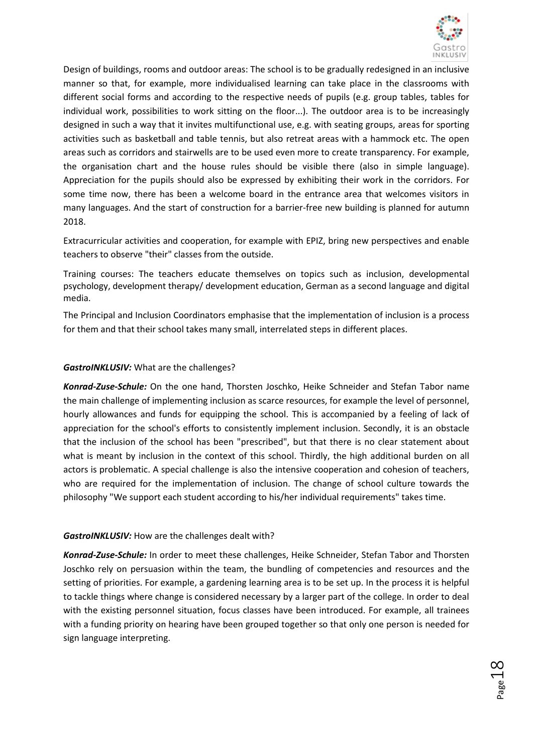Design of buildings, rooms and outdoor areas: The school is to be gradually redesigned in an inclusive manner so that, for example, more individualised learning can take place in the classrooms with different social forms and according to the respective needs of pupils (e.g. group tables, tables for individual work, possibilities to work sitting on the floor...). The outdoor area is to be increasingly designed in such a way that it invites multifunctional use, e.g. with seating groups, areas for sporting activities such as basketball and table tennis, but also retreat areas with a hammock etc. The open areas such as corridors and stairwells are to be used even more to create transparency. For example, the organisation chart and the house rules should be visible there (also in simple language). Appreciation for the pupils should also be expressed by exhibiting their work in the corridors. For some time now, there has been a welcome board in the entrance area that welcomes visitors in many languages. And the start of construction for a barrier-free new building is planned for autumn 2018.

Extracurricular activities and cooperation, for example with EPIZ, bring new perspectives and enable teachers to observe "their" classes from the outside.

Training courses: The teachers educate themselves on topics such as inclusion, developmental psychology, development therapy/ development education, German as a second language and digital media.

The Principal and Inclusion Coordinators emphasise that the implementation of inclusion is a process for them and that their school takes many small, interrelated steps in different places.

***GastroINKLUSIV:*** What are the challenges?

***Konrad-Zuse-Schule:*** On the one hand, Thorsten Joschko, Heike Schneider and Stefan Tabor name the main challenge of implementing inclusion as scarce resources, for example the level of personnel, hourly allowances and funds for equipping the school. This is accompanied by a feeling of lack of appreciation for the school's efforts to consistently implement inclusion. Secondly, it is an obstacle that the inclusion of the school has been "prescribed", but that there is no clear statement about what is meant by inclusion in the context of this school. Thirdly, the high additional burden on all actors is problematic. A special challenge is also the intensive cooperation and cohesion of teachers, who are required for the implementation of inclusion. The change of school culture towards the philosophy "We support each student according to his/her individual requirements" takes time.

***GastroINKLUSIV:*** How are the challenges dealt with?

***Konrad-Zuse-Schule:*** In order to meet these challenges, Heike Schneider, Stefan Tabor and Thorsten Joschko rely on persuasion within the team, the bundling of competencies and resources and the setting of priorities. For example, a gardening learning area is to be set up. In the process it is helpful to tackle things where change is considered necessary by a larger part of the college. In order to deal with the existing personnel situation, focus classes have been introduced. For example, all trainees with a funding priority on hearing have been grouped together so that only one person is needed for sign language interpreting.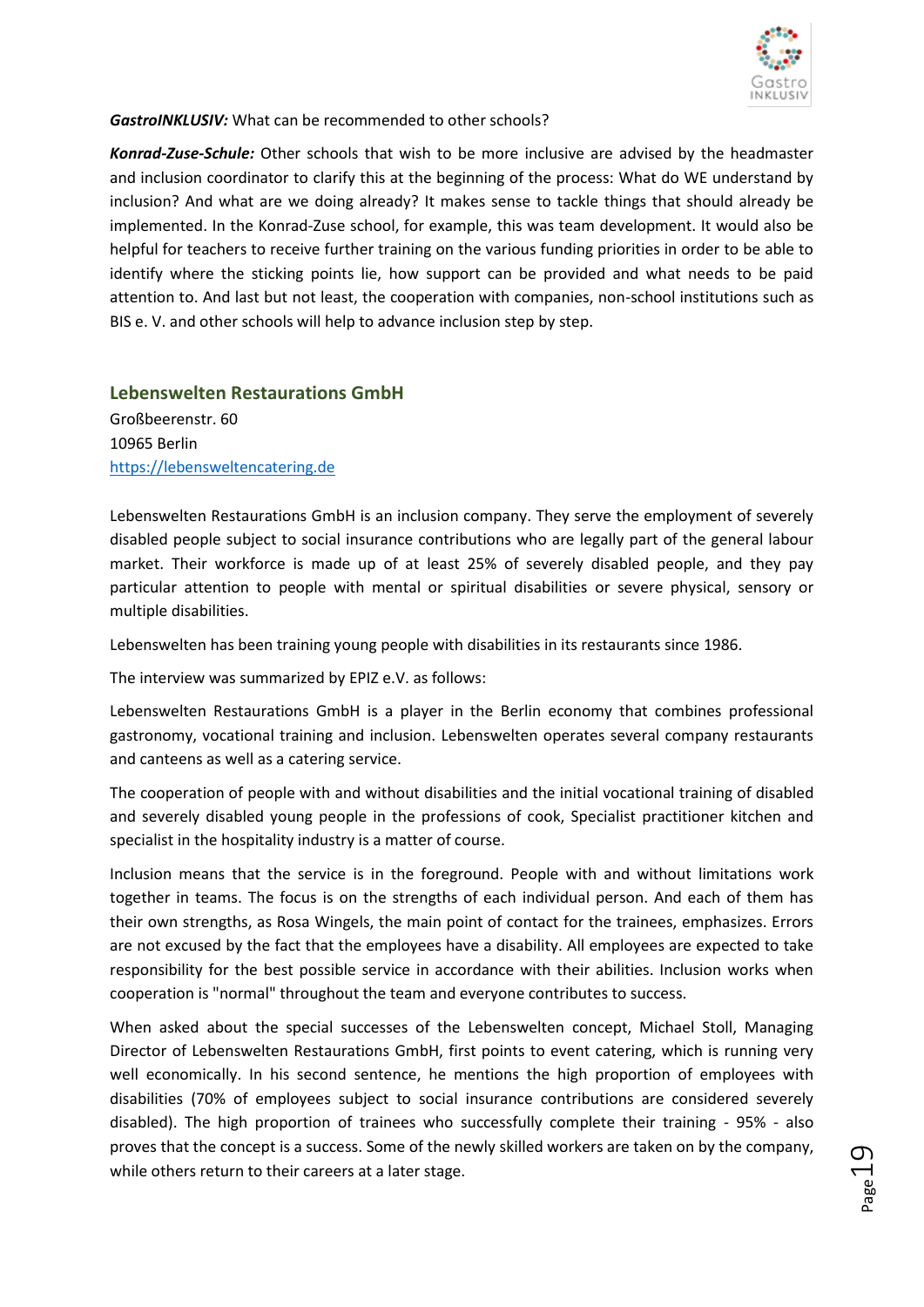***GastroINKLUSIV:*** What can be recommended to other schools?

***Konrad-Zuse-Schule:*** Other schools that wish to be more inclusive are advised by the headmaster and inclusion coordinator to clarify this at the beginning of the process: What do WE understand by inclusion? And what are we doing already? It makes sense to tackle things that should already be implemented. In the Konrad-Zuse school, for example, this was team development. It would also be helpful for teachers to receive further training on the various funding priorities in order to be able to identify where the sticking points lie, how support can be provided and what needs to be paid attention to. And last but not least, the cooperation with companies, non-school institutions such as BIS e. V. and other schools will help to advance inclusion step by step.

## Lebenswelten Restaurations GmbH

Großbeerenstr. 60
10965 Berlin
https://lebensweltencatering.de

Lebenswelten Restaurations GmbH is an inclusion company. They serve the employment of severely disabled people subject to social insurance contributions who are legally part of the general labour market. Their workforce is made up of at least 25% of severely disabled people, and they pay particular attention to people with mental or spiritual disabilities or severe physical, sensory or multiple disabilities.

Lebenswelten has been training young people with disabilities in its restaurants since 1986.

The interview was summarized by EPIZ e.V. as follows:

Lebenswelten Restaurations GmbH is a player in the Berlin economy that combines professional gastronomy, vocational training and inclusion. Lebenswelten operates several company restaurants and canteens as well as a catering service.

The cooperation of people with and without disabilities and the initial vocational training of disabled and severely disabled young people in the professions of cook, Specialist practitioner kitchen and specialist in the hospitality industry is a matter of course.

Inclusion means that the service is in the foreground. People with and without limitations work together in teams. The focus is on the strengths of each individual person. And each of them has their own strengths, as Rosa Wingels, the main point of contact for the trainees, emphasizes. Errors are not excused by the fact that the employees have a disability. All employees are expected to take responsibility for the best possible service in accordance with their abilities. Inclusion works when cooperation is "normal" throughout the team and everyone contributes to success.

When asked about the special successes of the Lebenswelten concept, Michael Stoll, Managing Director of Lebenswelten Restaurations GmbH, first points to event catering, which is running very well economically. In his second sentence, he mentions the high proportion of employees with disabilities (70% of employees subject to social insurance contributions are considered severely disabled). The high proportion of trainees who successfully complete their training - 95% - also proves that the concept is a success. Some of the newly skilled workers are taken on by the company, while others return to their careers at a later stage.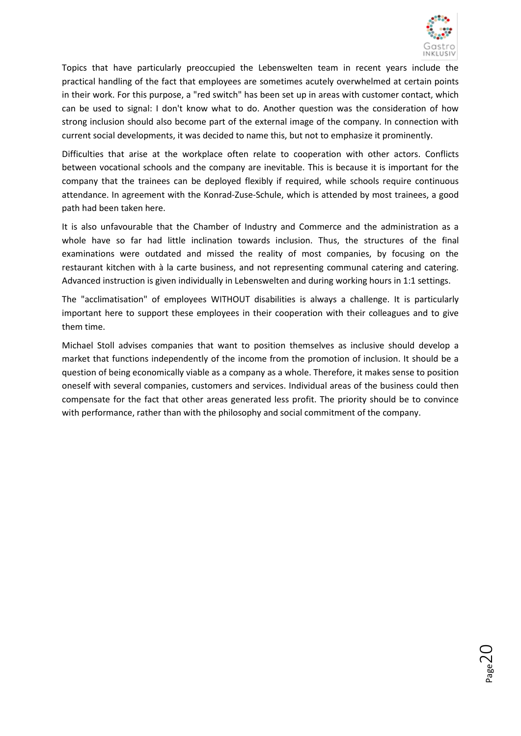Topics that have particularly preoccupied the Lebenswelten team in recent years include the practical handling of the fact that employees are sometimes acutely overwhelmed at certain points in their work. For this purpose, a "red switch" has been set up in areas with customer contact, which can be used to signal: I don't know what to do. Another question was the consideration of how strong inclusion should also become part of the external image of the company. In connection with current social developments, it was decided to name this, but not to emphasize it prominently.

Difficulties that arise at the workplace often relate to cooperation with other actors. Conflicts between vocational schools and the company are inevitable. This is because it is important for the company that the trainees can be deployed flexibly if required, while schools require continuous attendance. In agreement with the Konrad-Zuse-Schule, which is attended by most trainees, a good path had been taken here.

It is also unfavourable that the Chamber of Industry and Commerce and the administration as a whole have so far had little inclination towards inclusion. Thus, the structures of the final examinations were outdated and missed the reality of most companies, by focusing on the restaurant kitchen with à la carte business, and not representing communal catering and catering. Advanced instruction is given individually in Lebenswelten and during working hours in 1:1 settings.

The "acclimatisation" of employees WITHOUT disabilities is always a challenge. It is particularly important here to support these employees in their cooperation with their colleagues and to give them time.

Michael Stoll advises companies that want to position themselves as inclusive should develop a market that functions independently of the income from the promotion of inclusion. It should be a question of being economically viable as a company as a whole. Therefore, it makes sense to position oneself with several companies, customers and services. Individual areas of the business could then compensate for the fact that other areas generated less profit. The priority should be to convince with performance, rather than with the philosophy and social commitment of the company.